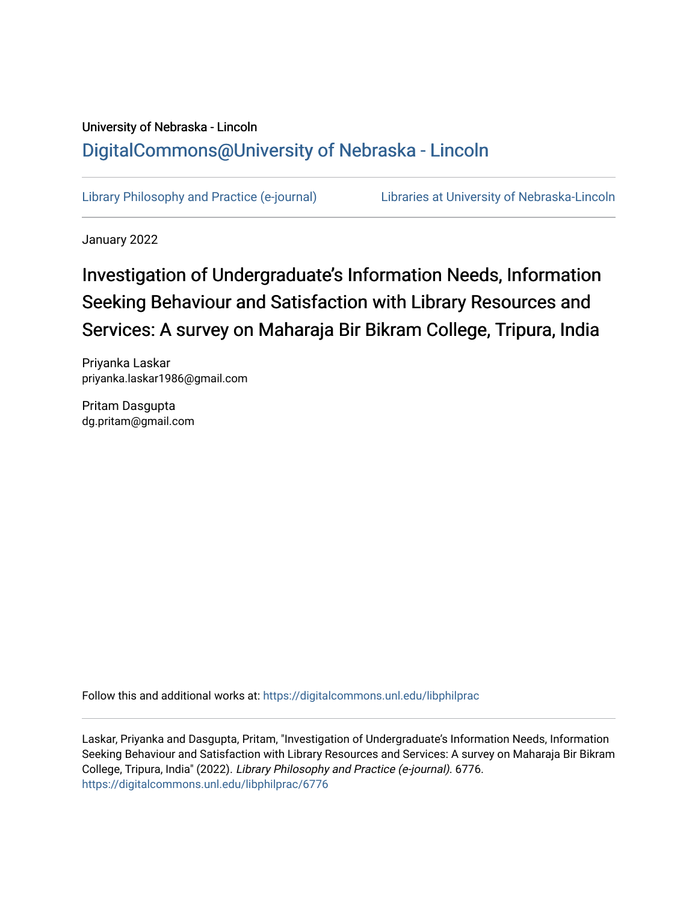University of Nebraska - Lincoln

DigitalCommons@University of Nebraska - Lincoln

Library Philosophy and Practice (e-journal) | Libraries at University of Nebraska-Lincoln

January 2022

# Investigation of Undergraduate’s Information Needs, Information Seeking Behaviour and Satisfaction with Library Resources and Services: A survey on Maharaja Bir Bikram College, Tripura, India

Priyanka Laskar
priyanka.laskar1986@gmail.com

Pritam Dasgupta
dg.pritam@gmail.com

Follow this and additional works at: https://digitalcommons.unl.edu/libphilprac

Laskar, Priyanka and Dasgupta, Pritam, "Investigation of Undergraduate’s Information Needs, Information Seeking Behaviour and Satisfaction with Library Resources and Services: A survey on Maharaja Bir Bikram College, Tripura, India" (2022). *Library Philosophy and Practice (e-journal)*. 6776.
https://digitalcommons.unl.edu/libphilprac/6776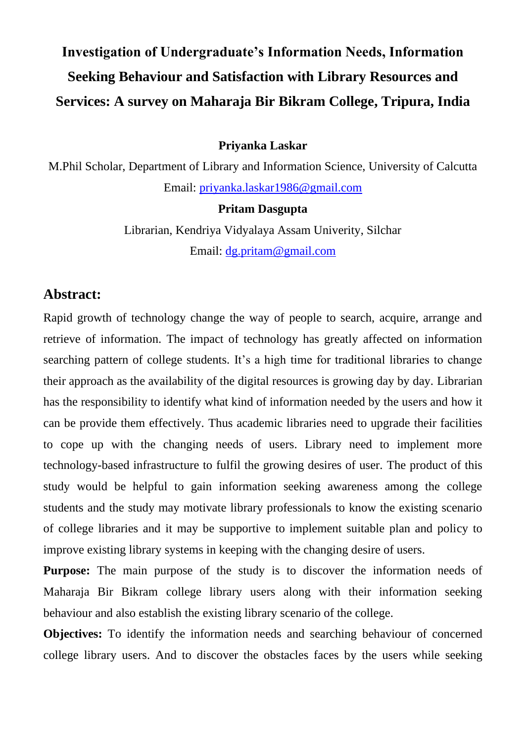# Investigation of Undergraduate's Information Needs, Information Seeking Behaviour and Satisfaction with Library Resources and Services: A survey on Maharaja Bir Bikram College, Tripura, India

**Priyanka Laskar**

M.Phil Scholar, Department of Library and Information Science, University of Calcutta

Email: priyanka.laskar1986@gmail.com

**Pritam Dasgupta**

Librarian, Kendriya Vidyalaya Assam Univerity, Silchar

Email: dg.pritam@gmail.com

## Abstract:

Rapid growth of technology change the way of people to search, acquire, arrange and retrieve of information. The impact of technology has greatly affected on information searching pattern of college students. It's a high time for traditional libraries to change their approach as the availability of the digital resources is growing day by day. Librarian has the responsibility to identify what kind of information needed by the users and how it can be provide them effectively. Thus academic libraries need to upgrade their facilities to cope up with the changing needs of users. Library need to implement more technology-based infrastructure to fulfil the growing desires of user. The product of this study would be helpful to gain information seeking awareness among the college students and the study may motivate library professionals to know the existing scenario of college libraries and it may be supportive to implement suitable plan and policy to improve existing library systems in keeping with the changing desire of users.

**Purpose:** The main purpose of the study is to discover the information needs of Maharaja Bir Bikram college library users along with their information seeking behaviour and also establish the existing library scenario of the college.

**Objectives:** To identify the information needs and searching behaviour of concerned college library users. And to discover the obstacles faces by the users while seeking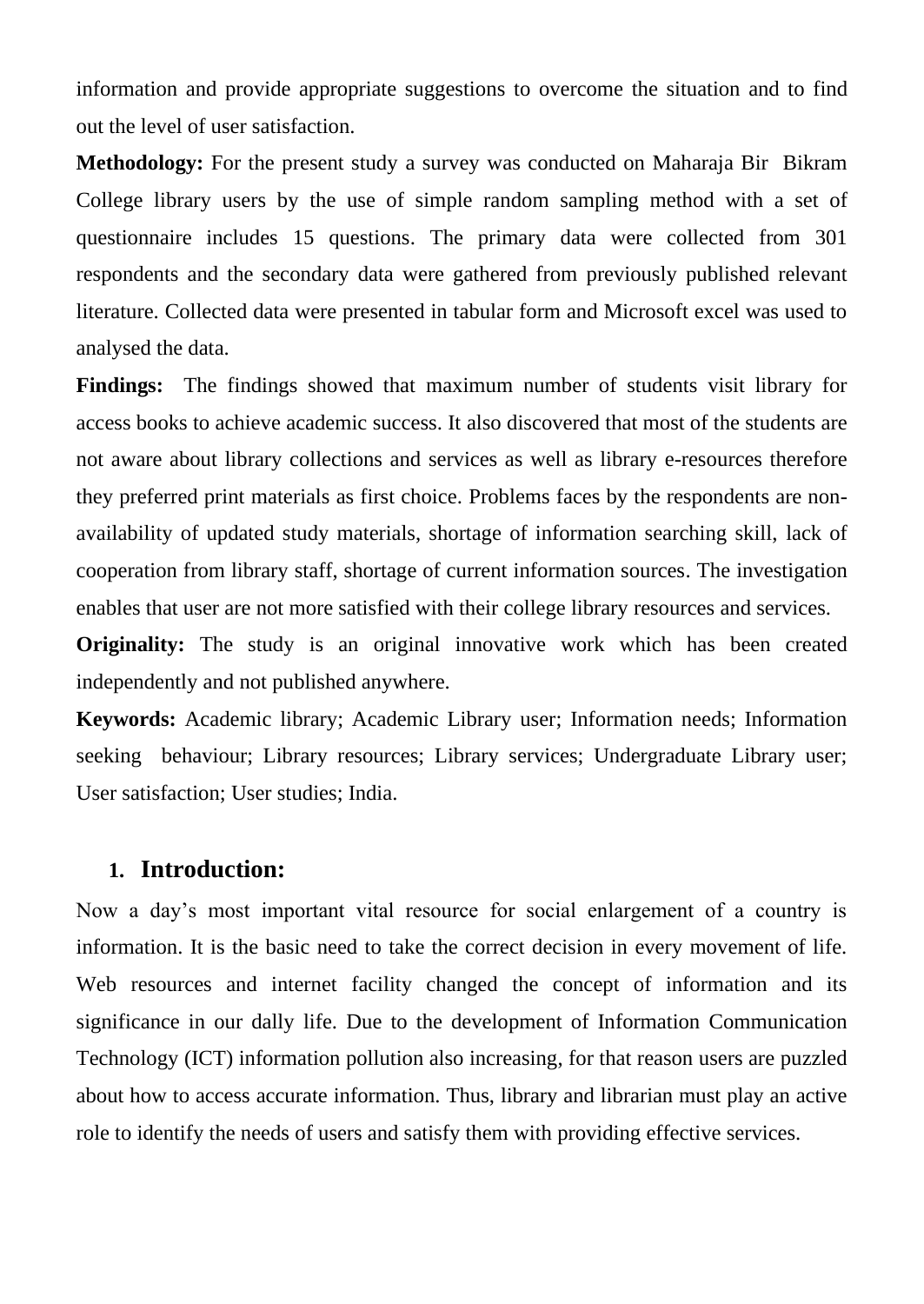information and provide appropriate suggestions to overcome the situation and to find out the level of user satisfaction.

**Methodology:** For the present study a survey was conducted on Maharaja Bir Bikram College library users by the use of simple random sampling method with a set of questionnaire includes 15 questions. The primary data were collected from 301 respondents and the secondary data were gathered from previously published relevant literature. Collected data were presented in tabular form and Microsoft excel was used to analysed the data.

**Findings:** The findings showed that maximum number of students visit library for access books to achieve academic success. It also discovered that most of the students are not aware about library collections and services as well as library e-resources therefore they preferred print materials as first choice. Problems faces by the respondents are non-availability of updated study materials, shortage of information searching skill, lack of cooperation from library staff, shortage of current information sources. The investigation enables that user are not more satisfied with their college library resources and services.

**Originality:** The study is an original innovative work which has been created independently and not published anywhere.

**Keywords:** Academic library; Academic Library user; Information needs; Information seeking behaviour; Library resources; Library services; Undergraduate Library user; User satisfaction; User studies; India.

## 1. Introduction:

Now a day's most important vital resource for social enlargement of a country is information. It is the basic need to take the correct decision in every movement of life. Web resources and internet facility changed the concept of information and its significance in our dally life. Due to the development of Information Communication Technology (ICT) information pollution also increasing, for that reason users are puzzled about how to access accurate information. Thus, library and librarian must play an active role to identify the needs of users and satisfy them with providing effective services.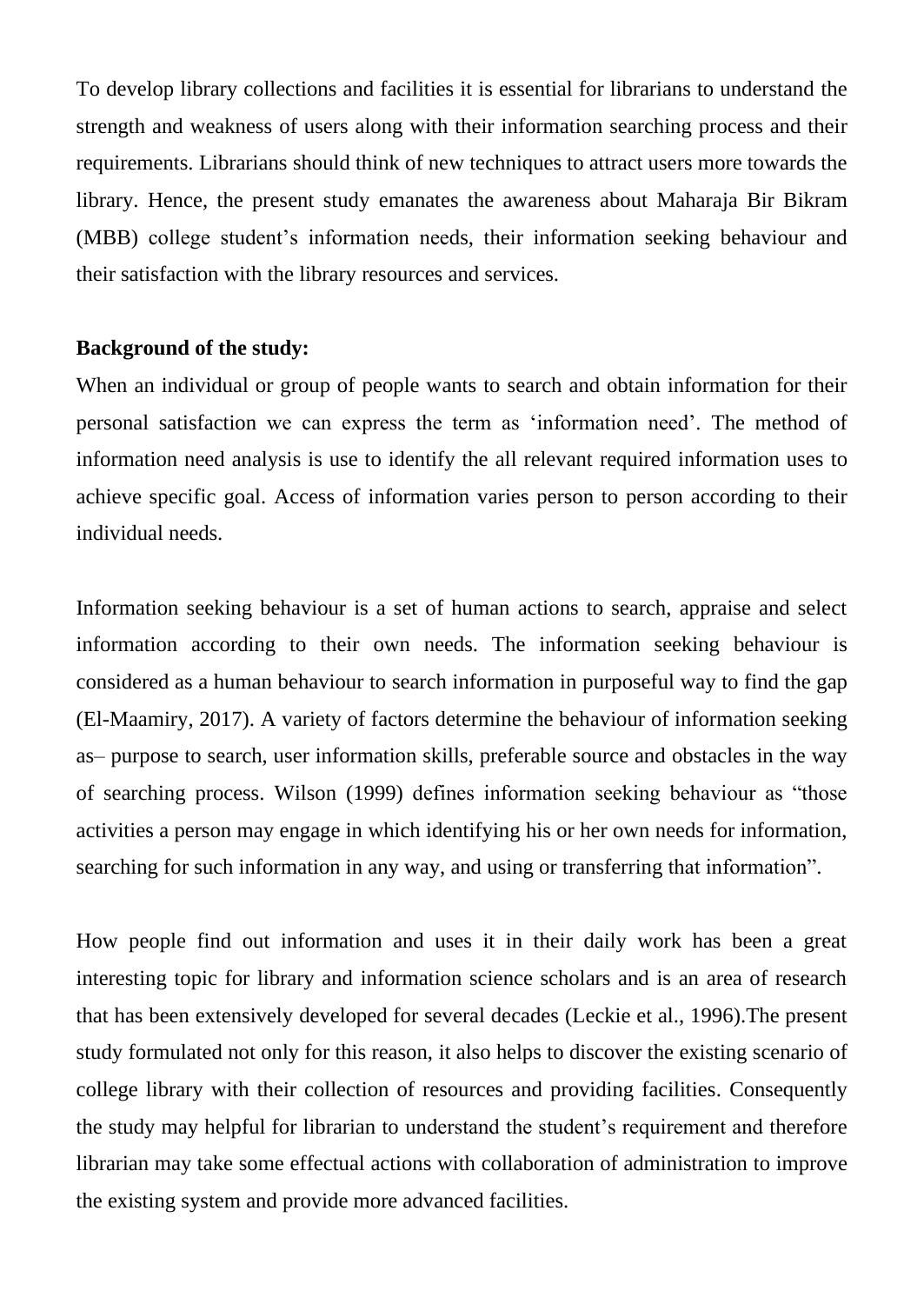To develop library collections and facilities it is essential for librarians to understand the strength and weakness of users along with their information searching process and their requirements. Librarians should think of new techniques to attract users more towards the library. Hence, the present study emanates the awareness about Maharaja Bir Bikram (MBB) college student's information needs, their information seeking behaviour and their satisfaction with the library resources and services.

**Background of the study:**

When an individual or group of people wants to search and obtain information for their personal satisfaction we can express the term as 'information need'. The method of information need analysis is use to identify the all relevant required information uses to achieve specific goal. Access of information varies person to person according to their individual needs.

Information seeking behaviour is a set of human actions to search, appraise and select information according to their own needs. The information seeking behaviour is considered as a human behaviour to search information in purposeful way to find the gap (El-Maamiry, 2017). A variety of factors determine the behaviour of information seeking as– purpose to search, user information skills, preferable source and obstacles in the way of searching process. Wilson (1999) defines information seeking behaviour as "those activities a person may engage in which identifying his or her own needs for information, searching for such information in any way, and using or transferring that information".

How people find out information and uses it in their daily work has been a great interesting topic for library and information science scholars and is an area of research that has been extensively developed for several decades (Leckie et al., 1996).The present study formulated not only for this reason, it also helps to discover the existing scenario of college library with their collection of resources and providing facilities. Consequently the study may helpful for librarian to understand the student's requirement and therefore librarian may take some effectual actions with collaboration of administration to improve the existing system and provide more advanced facilities.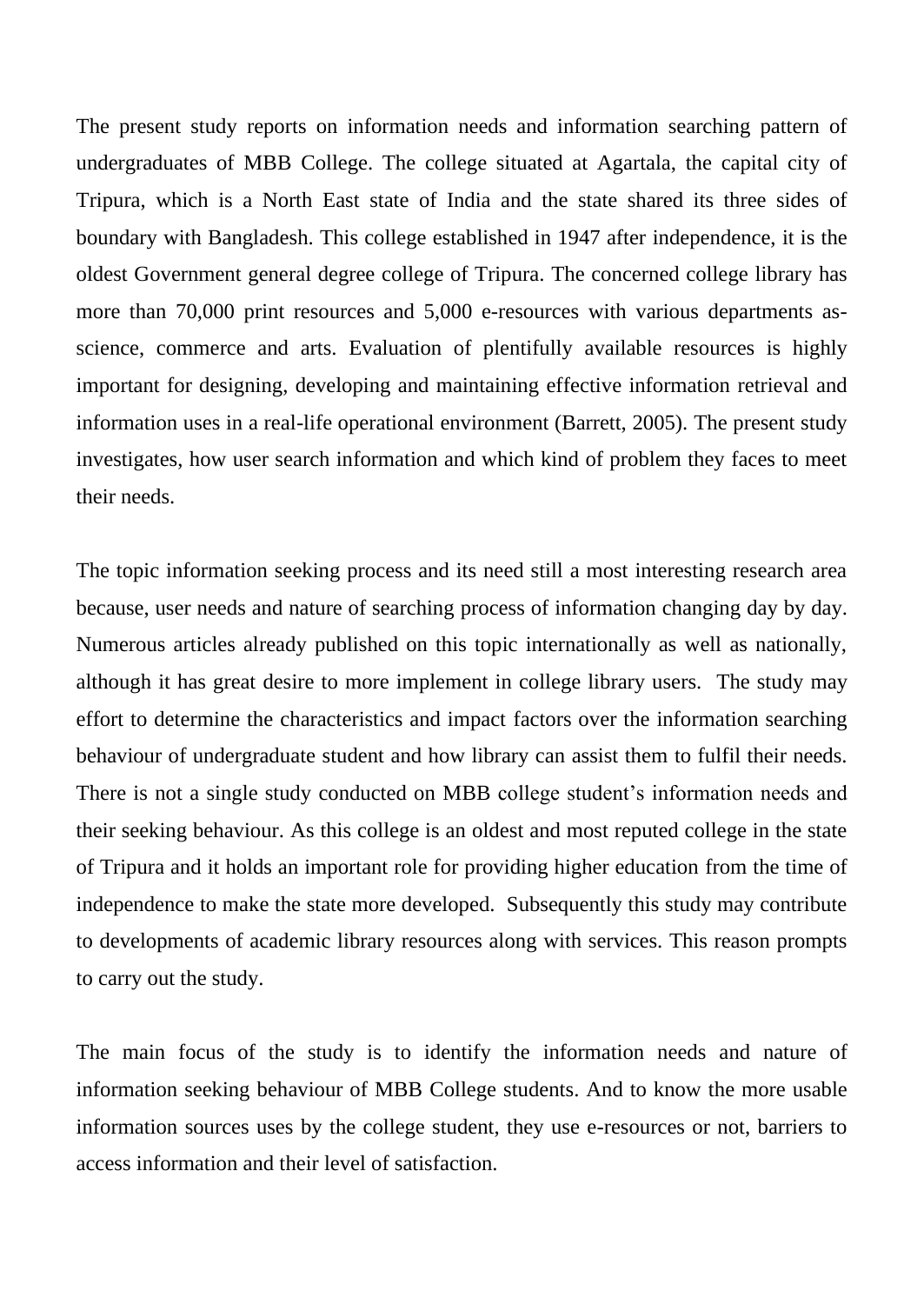The present study reports on information needs and information searching pattern of undergraduates of MBB College. The college situated at Agartala, the capital city of Tripura, which is a North East state of India and the state shared its three sides of boundary with Bangladesh. This college established in 1947 after independence, it is the oldest Government general degree college of Tripura. The concerned college library has more than 70,000 print resources and 5,000 e-resources with various departments as-science, commerce and arts. Evaluation of plentifully available resources is highly important for designing, developing and maintaining effective information retrieval and information uses in a real-life operational environment (Barrett, 2005). The present study investigates, how user search information and which kind of problem they faces to meet their needs.

The topic information seeking process and its need still a most interesting research area because, user needs and nature of searching process of information changing day by day. Numerous articles already published on this topic internationally as well as nationally, although it has great desire to more implement in college library users. The study may effort to determine the characteristics and impact factors over the information searching behaviour of undergraduate student and how library can assist them to fulfil their needs. There is not a single study conducted on MBB college student's information needs and their seeking behaviour. As this college is an oldest and most reputed college in the state of Tripura and it holds an important role for providing higher education from the time of independence to make the state more developed. Subsequently this study may contribute to developments of academic library resources along with services. This reason prompts to carry out the study.

The main focus of the study is to identify the information needs and nature of information seeking behaviour of MBB College students. And to know the more usable information sources uses by the college student, they use e-resources or not, barriers to access information and their level of satisfaction.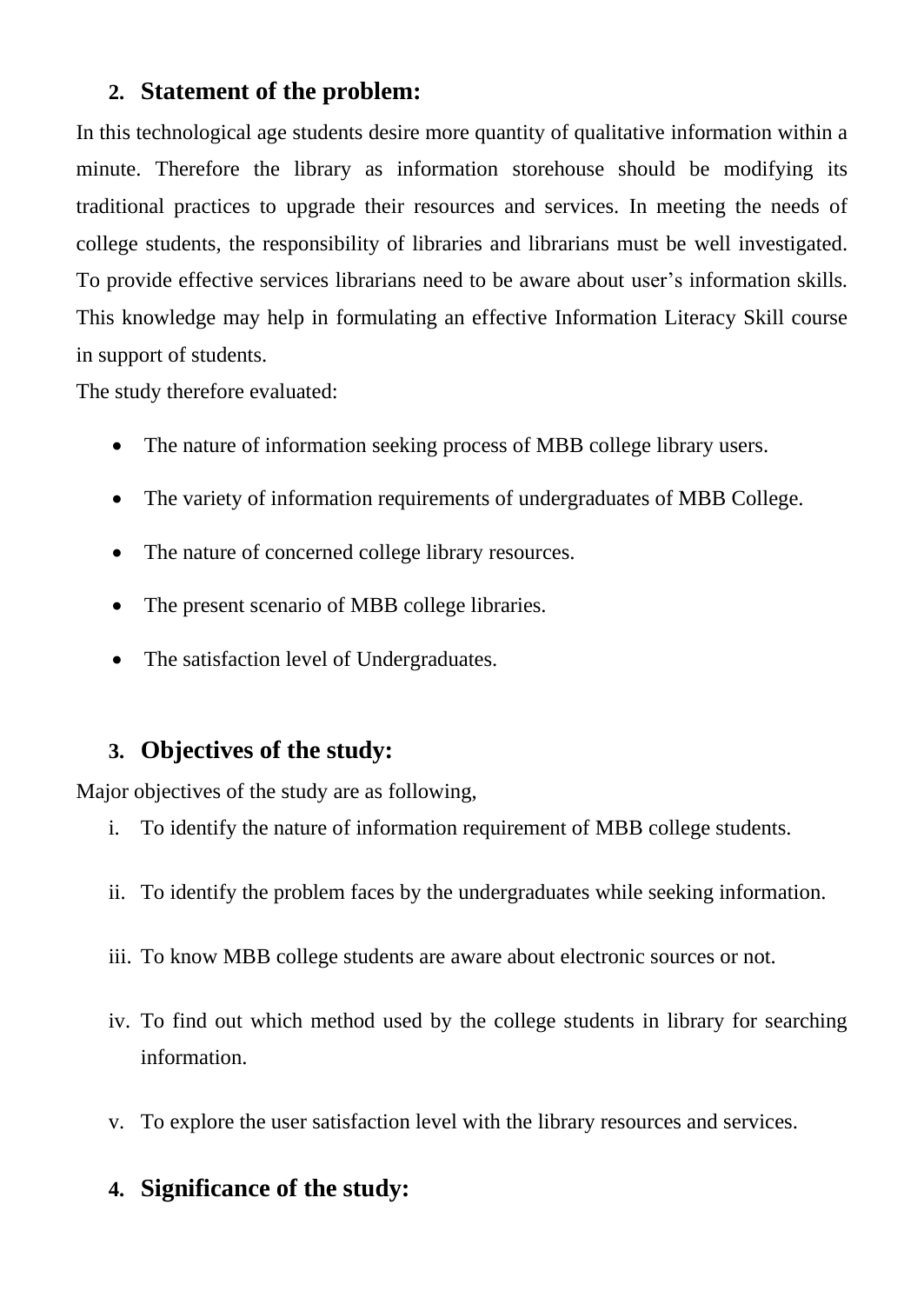## 2. Statement of the problem:

In this technological age students desire more quantity of qualitative information within a minute. Therefore the library as information storehouse should be modifying its traditional practices to upgrade their resources and services. In meeting the needs of college students, the responsibility of libraries and librarians must be well investigated. To provide effective services librarians need to be aware about user's information skills. This knowledge may help in formulating an effective Information Literacy Skill course in support of students.

The study therefore evaluated:

- The nature of information seeking process of MBB college library users.
- The variety of information requirements of undergraduates of MBB College.
- The nature of concerned college library resources.
- The present scenario of MBB college libraries.
- The satisfaction level of Undergraduates.

## 3. Objectives of the study:

Major objectives of the study are as following,

i. To identify the nature of information requirement of MBB college students.

ii. To identify the problem faces by the undergraduates while seeking information.

iii. To know MBB college students are aware about electronic sources or not.

iv. To find out which method used by the college students in library for searching information.

v. To explore the user satisfaction level with the library resources and services.

## 4. Significance of the study: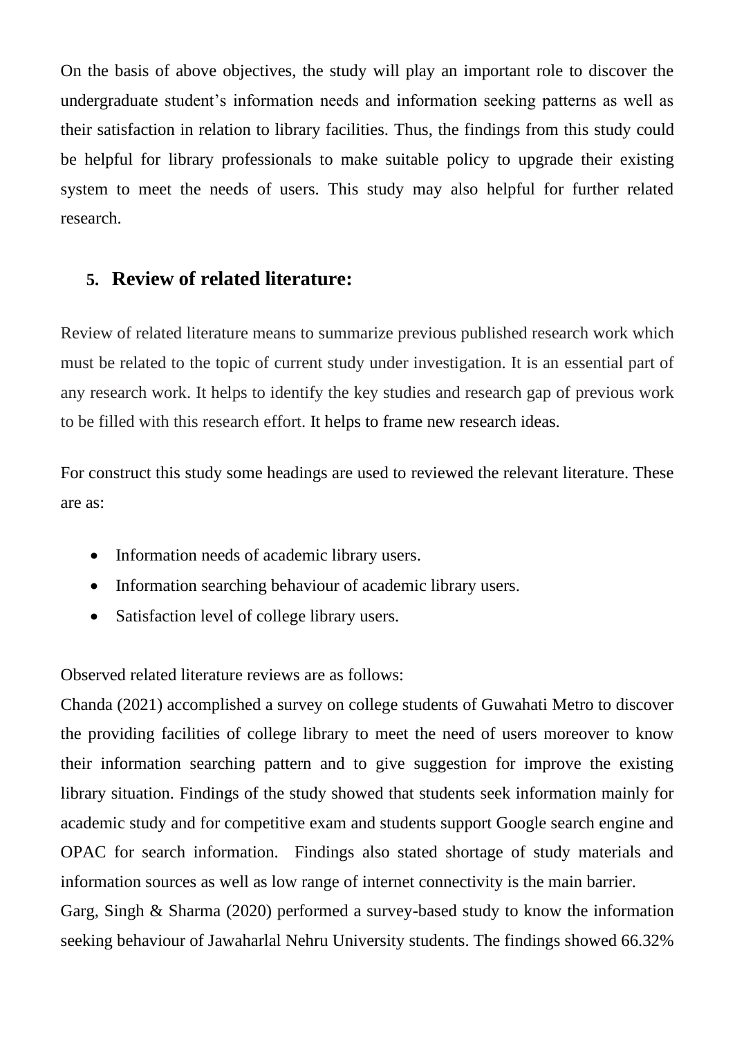On the basis of above objectives, the study will play an important role to discover the undergraduate student's information needs and information seeking patterns as well as their satisfaction in relation to library facilities. Thus, the findings from this study could be helpful for library professionals to make suitable policy to upgrade their existing system to meet the needs of users. This study may also helpful for further related research.

## 5. Review of related literature:

Review of related literature means to summarize previous published research work which must be related to the topic of current study under investigation. It is an essential part of any research work. It helps to identify the key studies and research gap of previous work to be filled with this research effort. It helps to frame new research ideas.

For construct this study some headings are used to reviewed the relevant literature. These are as:

- Information needs of academic library users.
- Information searching behaviour of academic library users.
- Satisfaction level of college library users.

Observed related literature reviews are as follows:

Chanda (2021) accomplished a survey on college students of Guwahati Metro to discover the providing facilities of college library to meet the need of users moreover to know their information searching pattern and to give suggestion for improve the existing library situation. Findings of the study showed that students seek information mainly for academic study and for competitive exam and students support Google search engine and OPAC for search information. Findings also stated shortage of study materials and information sources as well as low range of internet connectivity is the main barrier.

Garg, Singh & Sharma (2020) performed a survey-based study to know the information seeking behaviour of Jawaharlal Nehru University students. The findings showed 66.32%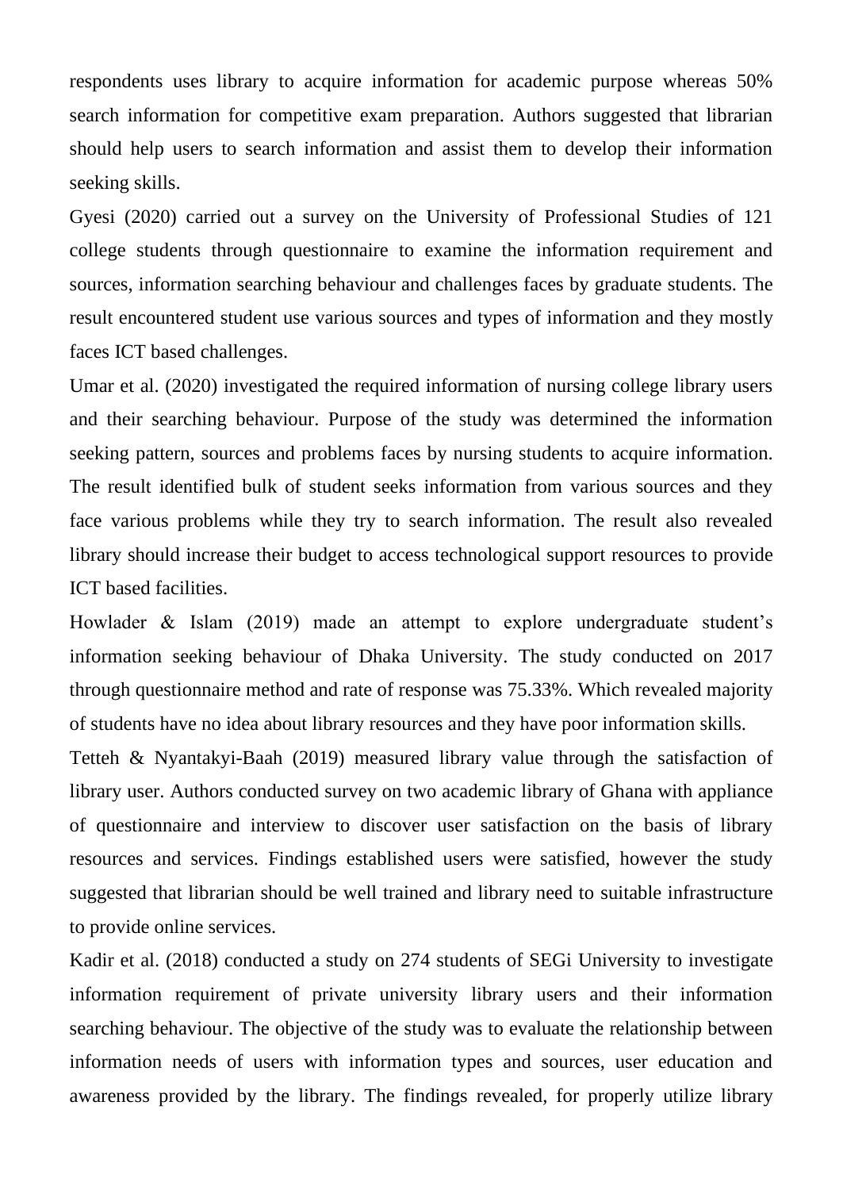respondents uses library to acquire information for academic purpose whereas 50% search information for competitive exam preparation. Authors suggested that librarian should help users to search information and assist them to develop their information seeking skills.

Gyesi (2020) carried out a survey on the University of Professional Studies of 121 college students through questionnaire to examine the information requirement and sources, information searching behaviour and challenges faces by graduate students. The result encountered student use various sources and types of information and they mostly faces ICT based challenges.

Umar et al. (2020) investigated the required information of nursing college library users and their searching behaviour. Purpose of the study was determined the information seeking pattern, sources and problems faces by nursing students to acquire information. The result identified bulk of student seeks information from various sources and they face various problems while they try to search information. The result also revealed library should increase their budget to access technological support resources to provide ICT based facilities.

Howlader & Islam (2019) made an attempt to explore undergraduate student's information seeking behaviour of Dhaka University. The study conducted on 2017 through questionnaire method and rate of response was 75.33%. Which revealed majority of students have no idea about library resources and they have poor information skills.

Tetteh & Nyantakyi-Baah (2019) measured library value through the satisfaction of library user. Authors conducted survey on two academic library of Ghana with appliance of questionnaire and interview to discover user satisfaction on the basis of library resources and services. Findings established users were satisfied, however the study suggested that librarian should be well trained and library need to suitable infrastructure to provide online services.

Kadir et al. (2018) conducted a study on 274 students of SEGi University to investigate information requirement of private university library users and their information searching behaviour. The objective of the study was to evaluate the relationship between information needs of users with information types and sources, user education and awareness provided by the library. The findings revealed, for properly utilize library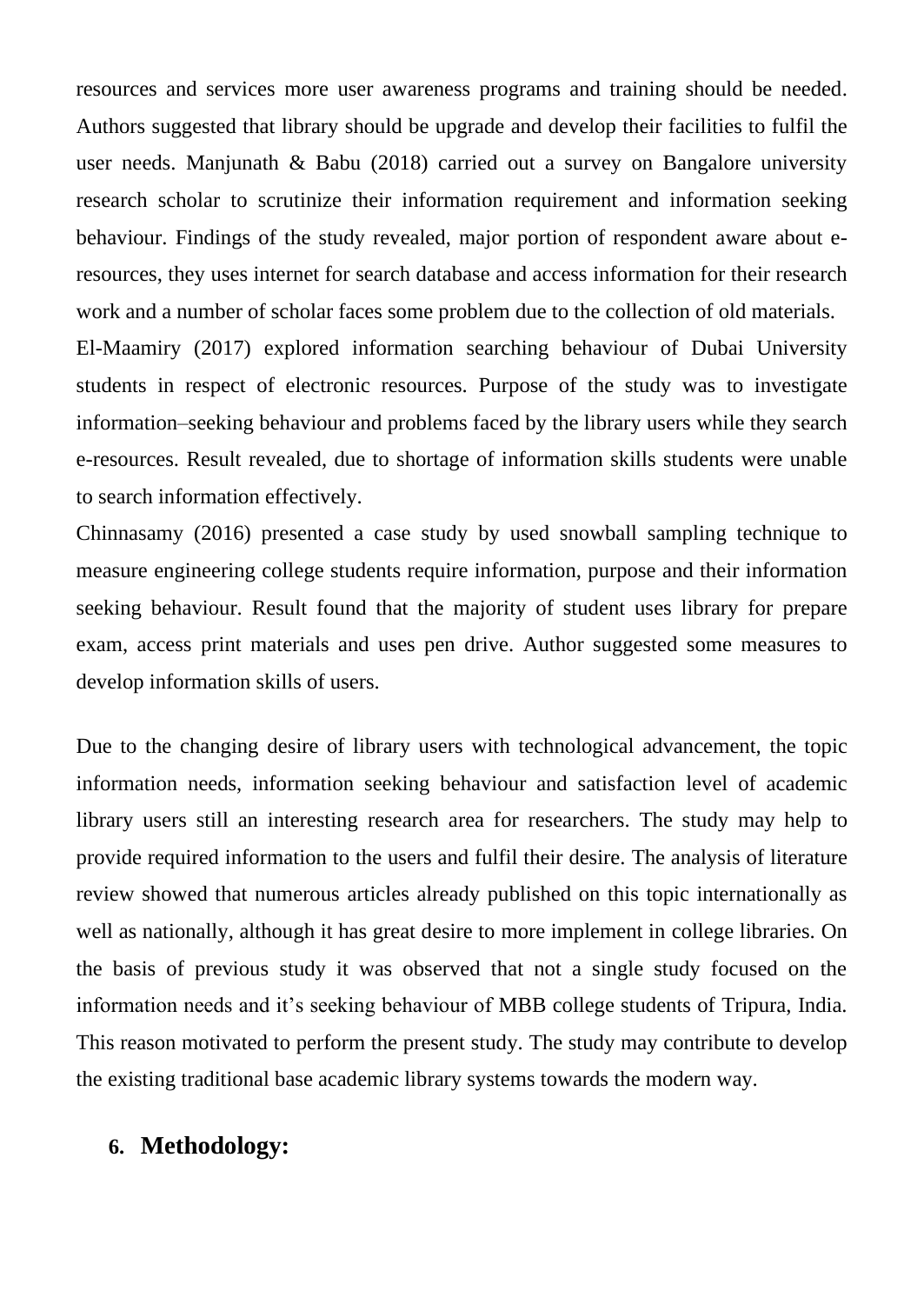resources and services more user awareness programs and training should be needed. Authors suggested that library should be upgrade and develop their facilities to fulfil the user needs. Manjunath & Babu (2018) carried out a survey on Bangalore university research scholar to scrutinize their information requirement and information seeking behaviour. Findings of the study revealed, major portion of respondent aware about e-resources, they uses internet for search database and access information for their research work and a number of scholar faces some problem due to the collection of old materials.

El-Maamiry (2017) explored information searching behaviour of Dubai University students in respect of electronic resources. Purpose of the study was to investigate information–seeking behaviour and problems faced by the library users while they search e-resources. Result revealed, due to shortage of information skills students were unable to search information effectively.

Chinnasamy (2016) presented a case study by used snowball sampling technique to measure engineering college students require information, purpose and their information seeking behaviour. Result found that the majority of student uses library for prepare exam, access print materials and uses pen drive. Author suggested some measures to develop information skills of users.

Due to the changing desire of library users with technological advancement, the topic information needs, information seeking behaviour and satisfaction level of academic library users still an interesting research area for researchers. The study may help to provide required information to the users and fulfil their desire. The analysis of literature review showed that numerous articles already published on this topic internationally as well as nationally, although it has great desire to more implement in college libraries. On the basis of previous study it was observed that not a single study focused on the information needs and it's seeking behaviour of MBB college students of Tripura, India. This reason motivated to perform the present study. The study may contribute to develop the existing traditional base academic library systems towards the modern way.

## 6. Methodology: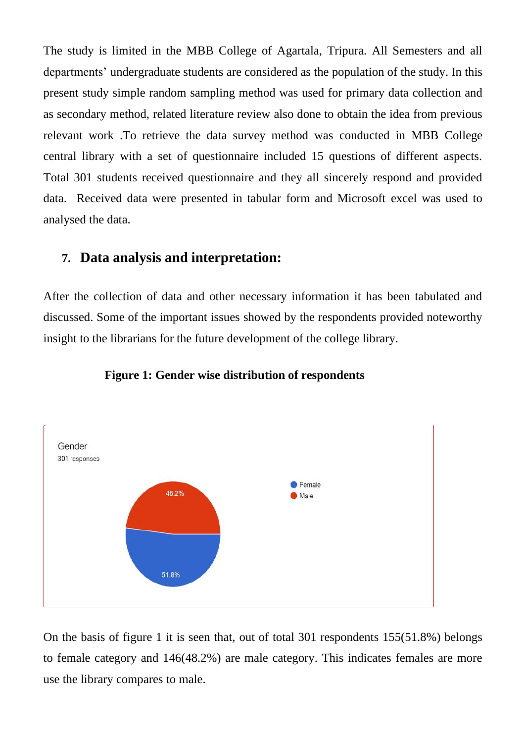The study is limited in the MBB College of Agartala, Tripura. All Semesters and all departments' undergraduate students are considered as the population of the study. In this present study simple random sampling method was used for primary data collection and as secondary method, related literature review also done to obtain the idea from previous relevant work .To retrieve the data survey method was conducted in MBB College central library with a set of questionnaire included 15 questions of different aspects. Total 301 students received questionnaire and they all sincerely respond and provided data. Received data were presented in tabular form and Microsoft excel was used to analysed the data.

## 7. Data analysis and interpretation:

After the collection of data and other necessary information it has been tabulated and discussed. Some of the important issues showed by the respondents provided noteworthy insight to the librarians for the future development of the college library.

**Figure 1: Gender wise distribution of respondents**

On the basis of figure 1 it is seen that, out of total 301 respondents 155(51.8%) belongs to female category and 146(48.2%) are male category. This indicates females are more use the library compares to male.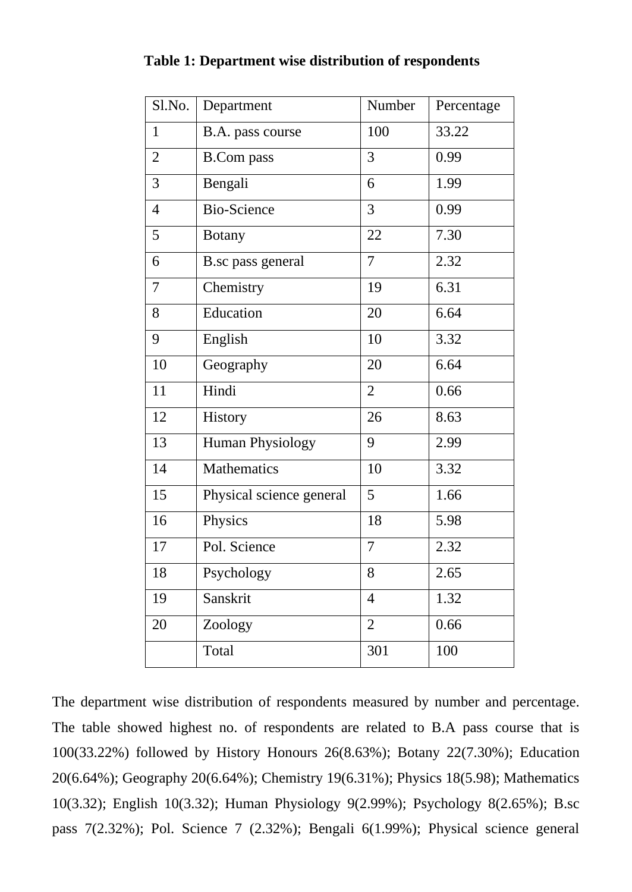**Table 1: Department wise distribution of respondents**

| Sl.No. | Department | Number | Percentage |
|---|---|---|---|
| 1 | B.A. pass course | 100 | 33.22 |
| 2 | B.Com pass | 3 | 0.99 |
| 3 | Bengali | 6 | 1.99 |
| 4 | Bio-Science | 3 | 0.99 |
| 5 | Botany | 22 | 7.30 |
| 6 | B.sc pass general | 7 | 2.32 |
| 7 | Chemistry | 19 | 6.31 |
| 8 | Education | 20 | 6.64 |
| 9 | English | 10 | 3.32 |
| 10 | Geography | 20 | 6.64 |
| 11 | Hindi | 2 | 0.66 |
| 12 | History | 26 | 8.63 |
| 13 | Human Physiology | 9 | 2.99 |
| 14 | Mathematics | 10 | 3.32 |
| 15 | Physical science general | 5 | 1.66 |
| 16 | Physics | 18 | 5.98 |
| 17 | Pol. Science | 7 | 2.32 |
| 18 | Psychology | 8 | 2.65 |
| 19 | Sanskrit | 4 | 1.32 |
| 20 | Zoology | 2 | 0.66 |
| | Total | 301 | 100 |

The department wise distribution of respondents measured by number and percentage. The table showed highest no. of respondents are related to B.A pass course that is 100(33.22%) followed by History Honours 26(8.63%); Botany 22(7.30%); Education 20(6.64%); Geography 20(6.64%); Chemistry 19(6.31%); Physics 18(5.98); Mathematics 10(3.32); English 10(3.32); Human Physiology 9(2.99%); Psychology 8(2.65%); B.sc pass 7(2.32%); Pol. Science 7 (2.32%); Bengali 6(1.99%); Physical science general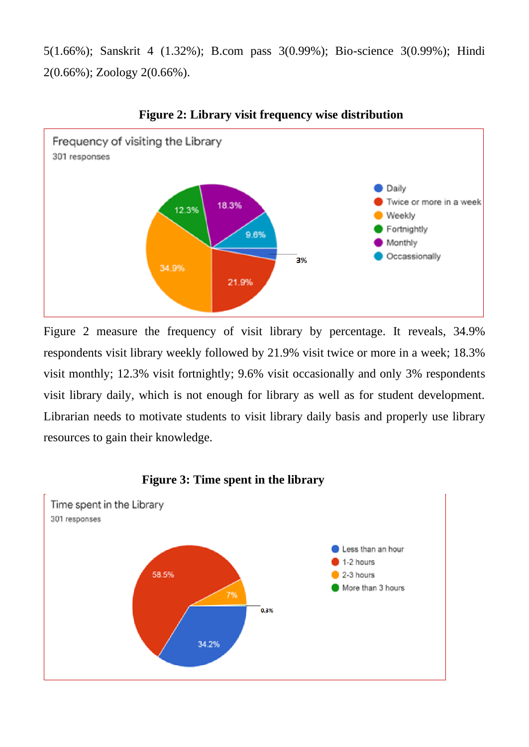5(1.66%); Sanskrit 4 (1.32%); B.com pass 3(0.99%); Bio-science 3(0.99%); Hindi 2(0.66%); Zoology 2(0.66%).

**Figure 2: Library visit frequency wise distribution**

Frequency of visiting the Library

301 responses

- Daily: 3%
- Twice or more in a week: 21.9%
- Weekly: 34.9%
- Fortnightly: 12.3%
- Monthly: 18.3%
- Occassionally: 9.6%

Figure 2 measure the frequency of visit library by percentage. It reveals, 34.9% respondents visit library weekly followed by 21.9% visit twice or more in a week; 18.3% visit monthly; 12.3% visit fortnightly; 9.6% visit occasionally and only 3% respondents visit library daily, which is not enough for library as well as for student development. Librarian needs to motivate students to visit library daily basis and properly use library resources to gain their knowledge.

**Figure 3: Time spent in the library**

Time spent in the Library

301 responses

- Less than an hour: 34.2%
- 1-2 hours: 58.5%
- 2-3 hours: 7%
- More than 3 hours: 0.3%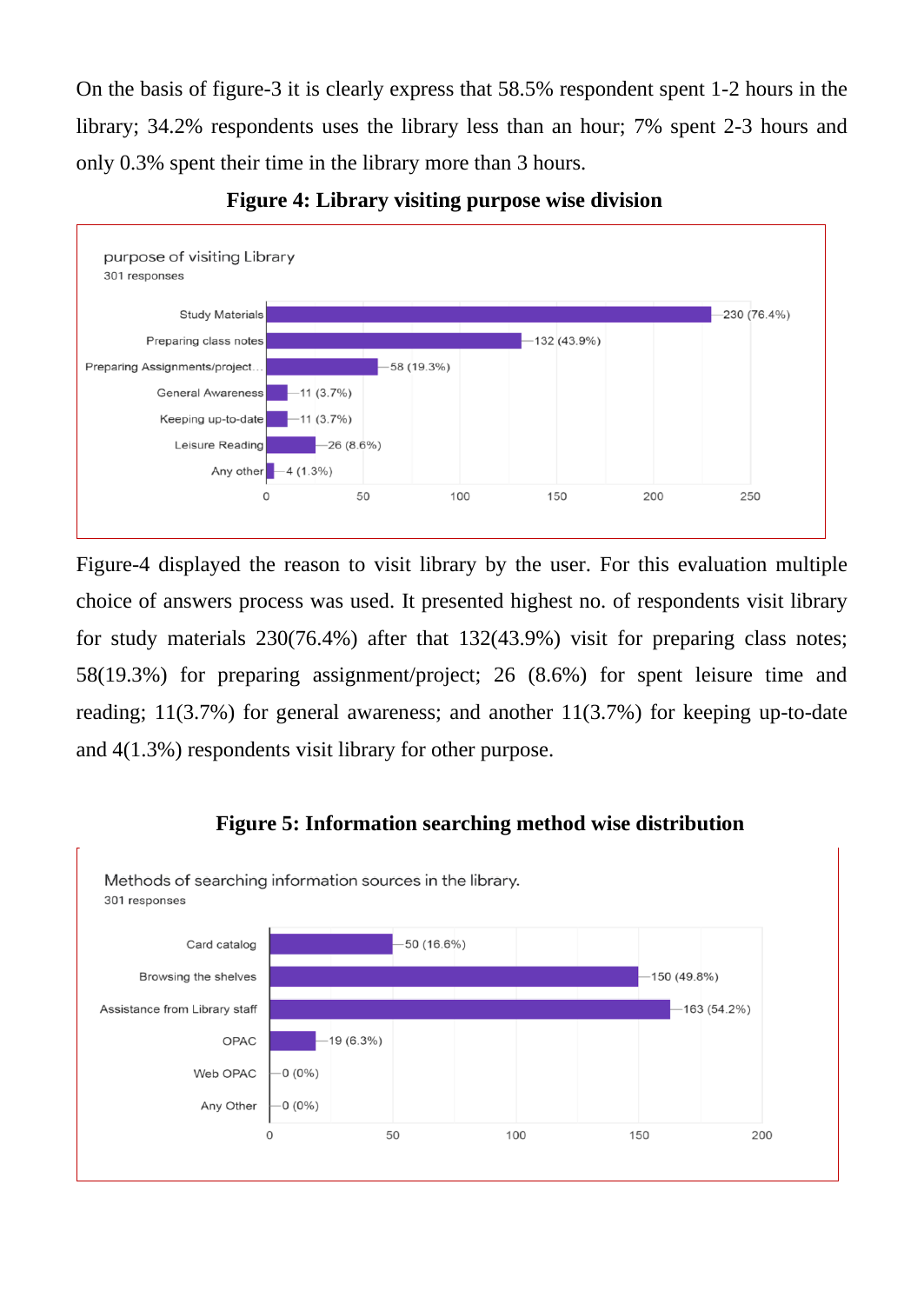On the basis of figure-3 it is clearly express that 58.5% respondent spent 1-2 hours in the library; 34.2% respondents uses the library less than an hour; 7% spent 2-3 hours and only 0.3% spent their time in the library more than 3 hours.

**Figure 4: Library visiting purpose wise division**

purpose of visiting Library
301 responses

| Purpose | Responses |
|---|---|
| Study Materials | 230 (76.4%) |
| Preparing class notes | 132 (43.9%) |
| Preparing Assignments/project... | 58 (19.3%) |
| General Awareness | 11 (3.7%) |
| Keeping up-to-date | 11 (3.7%) |
| Leisure Reading | 26 (8.6%) |
| Any other | 4 (1.3%) |

Figure-4 displayed the reason to visit library by the user. For this evaluation multiple choice of answers process was used. It presented highest no. of respondents visit library for study materials 230(76.4%) after that 132(43.9%) visit for preparing class notes; 58(19.3%) for preparing assignment/project; 26 (8.6%) for spent leisure time and reading; 11(3.7%) for general awareness; and another 11(3.7%) for keeping up-to-date and 4(1.3%) respondents visit library for other purpose.

**Figure 5: Information searching method wise distribution**

Methods of searching information sources in the library.
301 responses

| Method | Responses |
|---|---|
| Card catalog | 50 (16.6%) |
| Browsing the shelves | 150 (49.8%) |
| Assistance from Library staff | 163 (54.2%) |
| OPAC | 19 (6.3%) |
| Web OPAC | 0 (0%) |
| Any Other | 0 (0%) |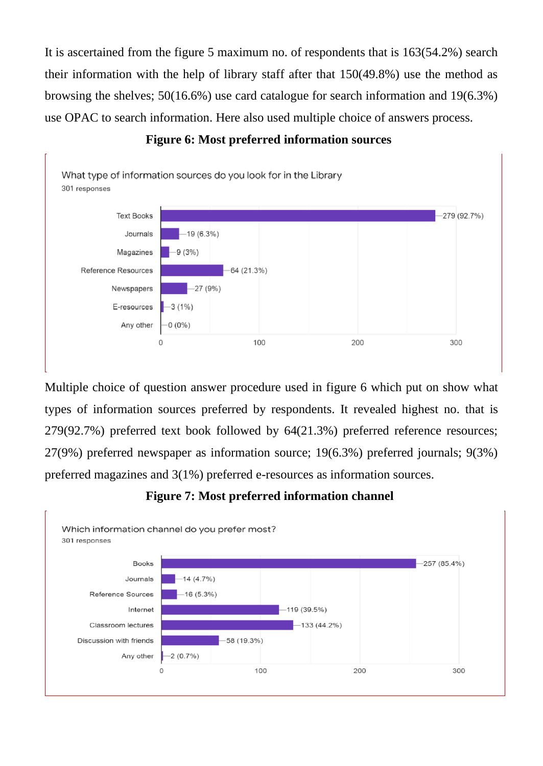It is ascertained from the figure 5 maximum no. of respondents that is 163(54.2%) search their information with the help of library staff after that 150(49.8%) use the method as browsing the shelves; 50(16.6%) use card catalogue for search information and 19(6.3%) use OPAC to search information. Here also used multiple choice of answers process.

**Figure 6: Most preferred information sources**

What type of information sources do you look for in the Library
301 responses

| Source | Responses |
|---|---|
| Text Books | 279 (92.7%) |
| Journals | 19 (6.3%) |
| Magazines | 9 (3%) |
| Reference Resources | 64 (21.3%) |
| Newspapers | 27 (9%) |
| E-resources | 3 (1%) |
| Any other | 0 (0%) |

Multiple choice of question answer procedure used in figure 6 which put on show what types of information sources preferred by respondents. It revealed highest no. that is 279(92.7%) preferred text book followed by 64(21.3%) preferred reference resources; 27(9%) preferred newspaper as information source; 19(6.3%) preferred journals; 9(3%) preferred magazines and 3(1%) preferred e-resources as information sources.

**Figure 7: Most preferred information channel**

Which information channel do you prefer most?
301 responses

| Channel | Responses |
|---|---|
| Books | 257 (85.4%) |
| Journals | 14 (4.7%) |
| Reference Sources | 16 (5.3%) |
| Internet | 119 (39.5%) |
| Classroom lectures | 133 (44.2%) |
| Discussion with friends | 58 (19.3%) |
| Any other | 2 (0.7%) |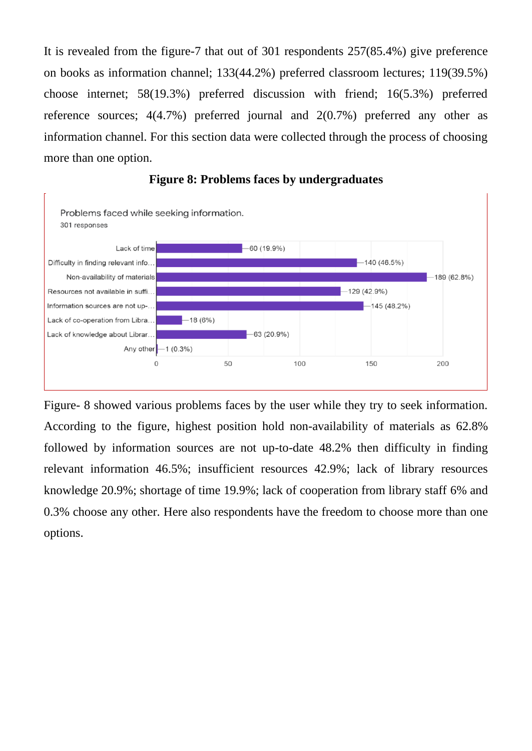It is revealed from the figure-7 that out of 301 respondents 257(85.4%) give preference on books as information channel; 133(44.2%) preferred classroom lectures; 119(39.5%) choose internet; 58(19.3%) preferred discussion with friend; 16(5.3%) preferred reference sources; 4(4.7%) preferred journal and 2(0.7%) preferred any other as information channel. For this section data were collected through the process of choosing more than one option.

**Figure 8: Problems faces by undergraduates**

Problems faced while seeking information.
301 responses

| Problem | Responses |
| --- | --- |
| Lack of time | 60 (19.9%) |
| Difficulty in finding relevant info… | 140 (46.5%) |
| Non-availability of materials | 189 (62.8%) |
| Resources not available in suffi… | 129 (42.9%) |
| Information sources are not up-… | 145 (48.2%) |
| Lack of co-operation from Libra… | 18 (6%) |
| Lack of knowledge about Librar… | 63 (20.9%) |
| Any other | 1 (0.3%) |

Figure- 8 showed various problems faces by the user while they try to seek information. According to the figure, highest position hold non-availability of materials as 62.8% followed by information sources are not up-to-date 48.2% then difficulty in finding relevant information 46.5%; insufficient resources 42.9%; lack of library resources knowledge 20.9%; shortage of time 19.9%; lack of cooperation from library staff 6% and 0.3% choose any other. Here also respondents have the freedom to choose more than one options.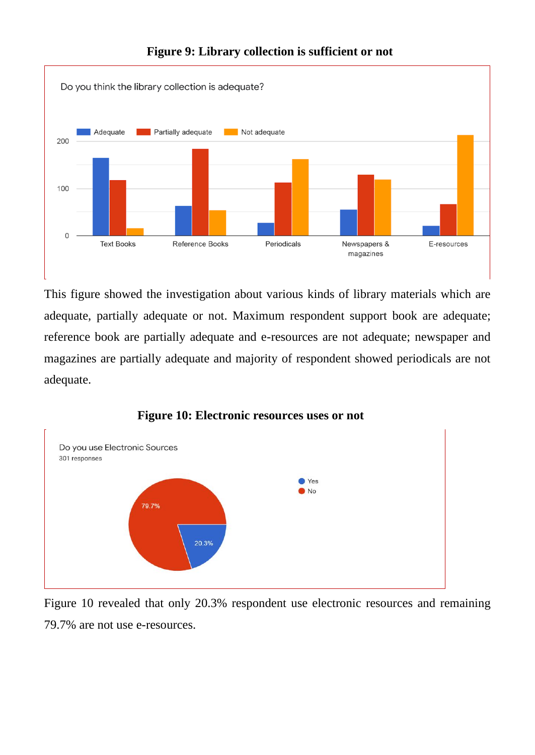**Figure 9: Library collection is sufficient or not**

This figure showed the investigation about various kinds of library materials which are adequate, partially adequate or not. Maximum respondent support book are adequate; reference book are partially adequate and e-resources are not adequate; newspaper and magazines are partially adequate and majority of respondent showed periodicals are not adequate.

**Figure 10: Electronic resources uses or not**

Figure 10 revealed that only 20.3% respondent use electronic resources and remaining 79.7% are not use e-resources.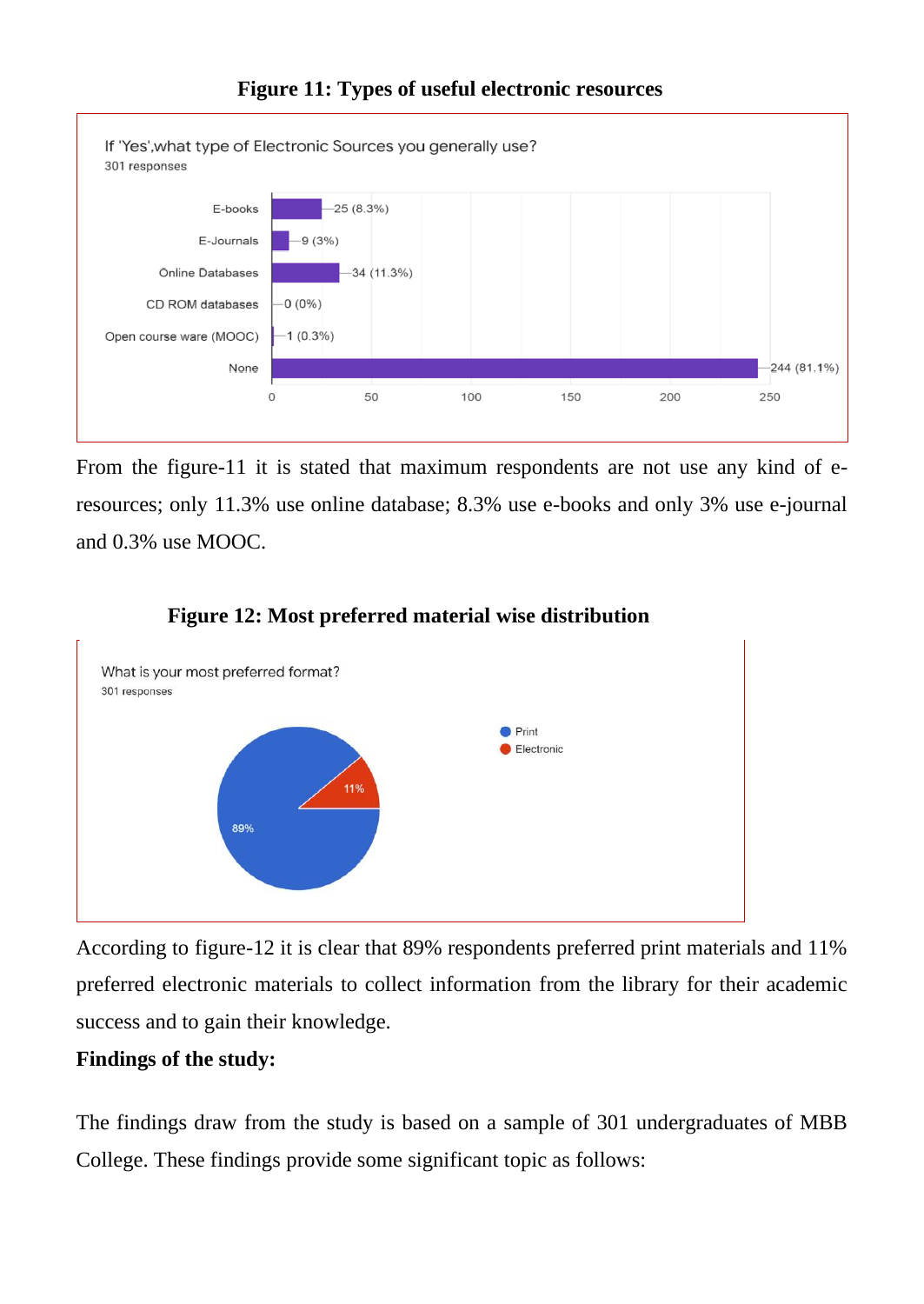**Figure 11: Types of useful electronic resources**

From the figure-11 it is stated that maximum respondents are not use any kind of e-resources; only 11.3% use online database; 8.3% use e-books and only 3% use e-journal and 0.3% use MOOC.

**Figure 12: Most preferred material wise distribution**

According to figure-12 it is clear that 89% respondents preferred print materials and 11% preferred electronic materials to collect information from the library for their academic success and to gain their knowledge.

**Findings of the study:**

The findings draw from the study is based on a sample of 301 undergraduates of MBB College. These findings provide some significant topic as follows: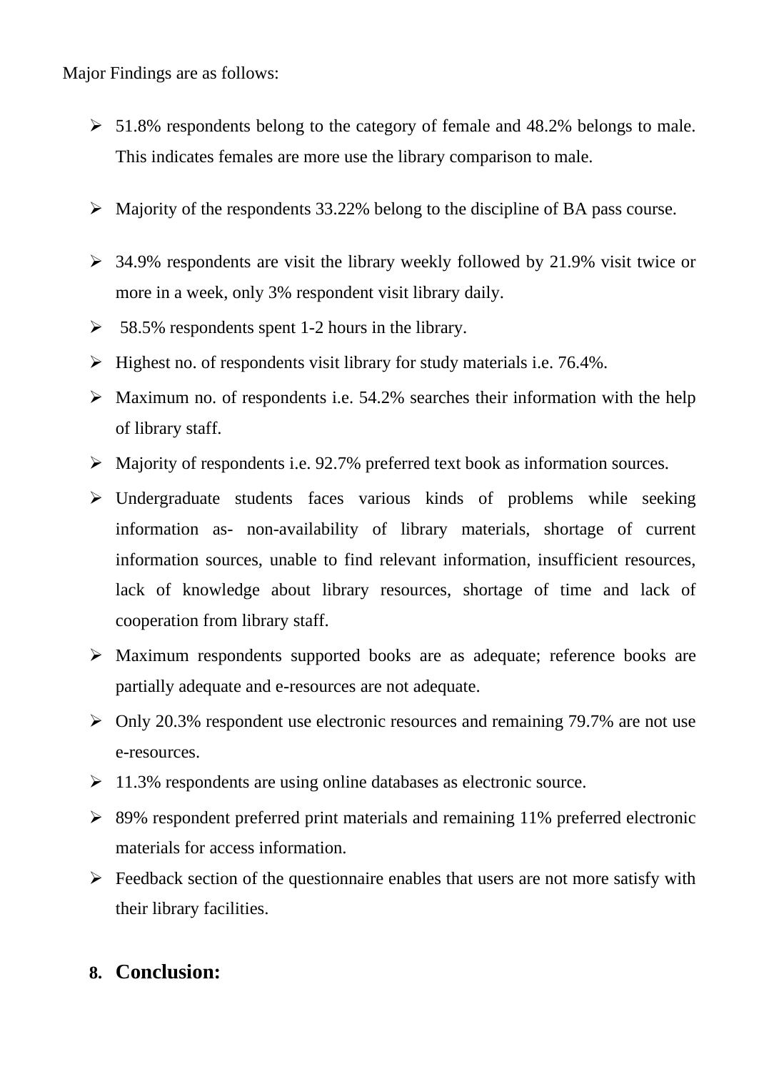Major Findings are as follows:

- 51.8% respondents belong to the category of female and 48.2% belongs to male. This indicates females are more use the library comparison to male.
- Majority of the respondents 33.22% belong to the discipline of BA pass course.
- 34.9% respondents are visit the library weekly followed by 21.9% visit twice or more in a week, only 3% respondent visit library daily.
- 58.5% respondents spent 1-2 hours in the library.
- Highest no. of respondents visit library for study materials i.e. 76.4%.
- Maximum no. of respondents i.e. 54.2% searches their information with the help of library staff.
- Majority of respondents i.e. 92.7% preferred text book as information sources.
- Undergraduate students faces various kinds of problems while seeking information as- non-availability of library materials, shortage of current information sources, unable to find relevant information, insufficient resources, lack of knowledge about library resources, shortage of time and lack of cooperation from library staff.
- Maximum respondents supported books are as adequate; reference books are partially adequate and e-resources are not adequate.
- Only 20.3% respondent use electronic resources and remaining 79.7% are not use e-resources.
- 11.3% respondents are using online databases as electronic source.
- 89% respondent preferred print materials and remaining 11% preferred electronic materials for access information.
- Feedback section of the questionnaire enables that users are not more satisfy with their library facilities.

## 8. Conclusion: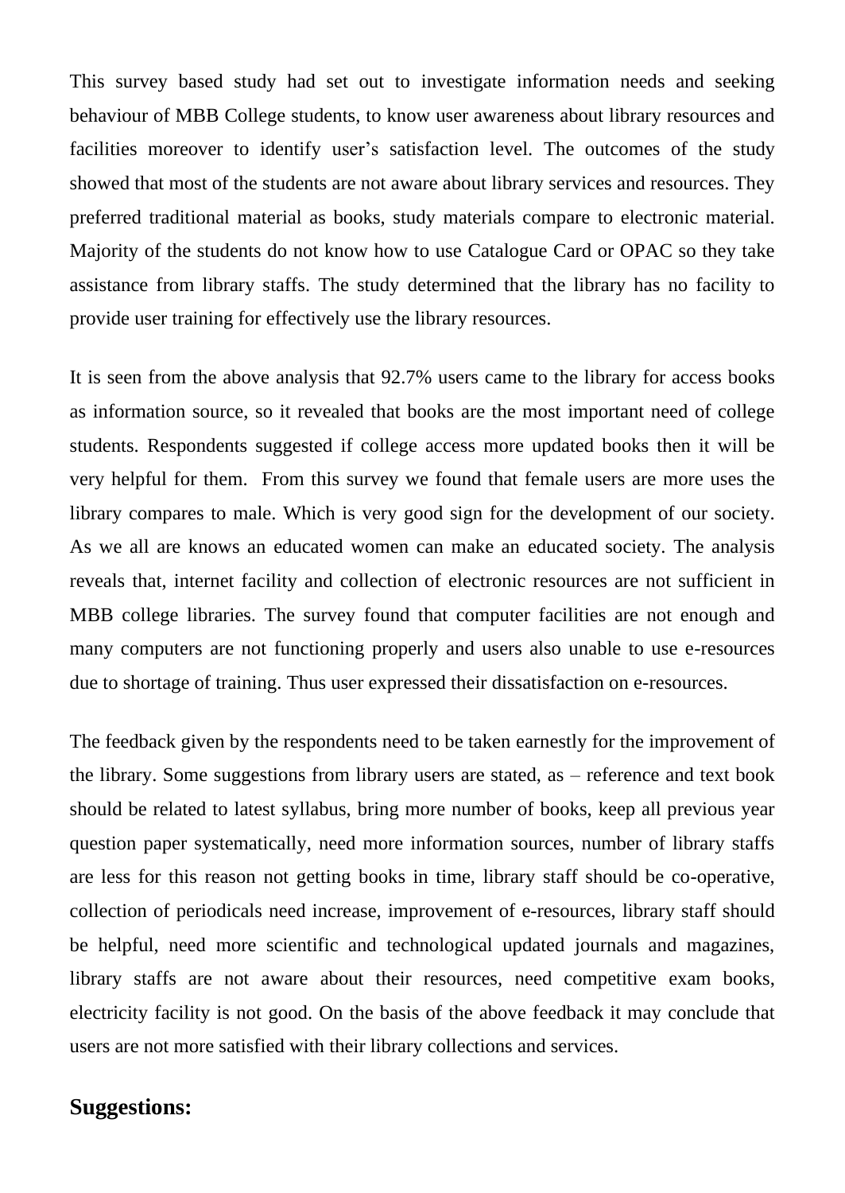This survey based study had set out to investigate information needs and seeking behaviour of MBB College students, to know user awareness about library resources and facilities moreover to identify user's satisfaction level. The outcomes of the study showed that most of the students are not aware about library services and resources. They preferred traditional material as books, study materials compare to electronic material. Majority of the students do not know how to use Catalogue Card or OPAC so they take assistance from library staffs. The study determined that the library has no facility to provide user training for effectively use the library resources.

It is seen from the above analysis that 92.7% users came to the library for access books as information source, so it revealed that books are the most important need of college students. Respondents suggested if college access more updated books then it will be very helpful for them.  From this survey we found that female users are more uses the library compares to male. Which is very good sign for the development of our society. As we all are knows an educated women can make an educated society. The analysis reveals that, internet facility and collection of electronic resources are not sufficient in MBB college libraries. The survey found that computer facilities are not enough and many computers are not functioning properly and users also unable to use e-resources due to shortage of training. Thus user expressed their dissatisfaction on e-resources.

The feedback given by the respondents need to be taken earnestly for the improvement of the library. Some suggestions from library users are stated, as – reference and text book should be related to latest syllabus, bring more number of books, keep all previous year question paper systematically, need more information sources, number of library staffs are less for this reason not getting books in time, library staff should be co-operative, collection of periodicals need increase, improvement of e-resources, library staff should be helpful, need more scientific and technological updated journals and magazines, library staffs are not aware about their resources, need competitive exam books, electricity facility is not good. On the basis of the above feedback it may conclude that users are not more satisfied with their library collections and services.

## Suggestions: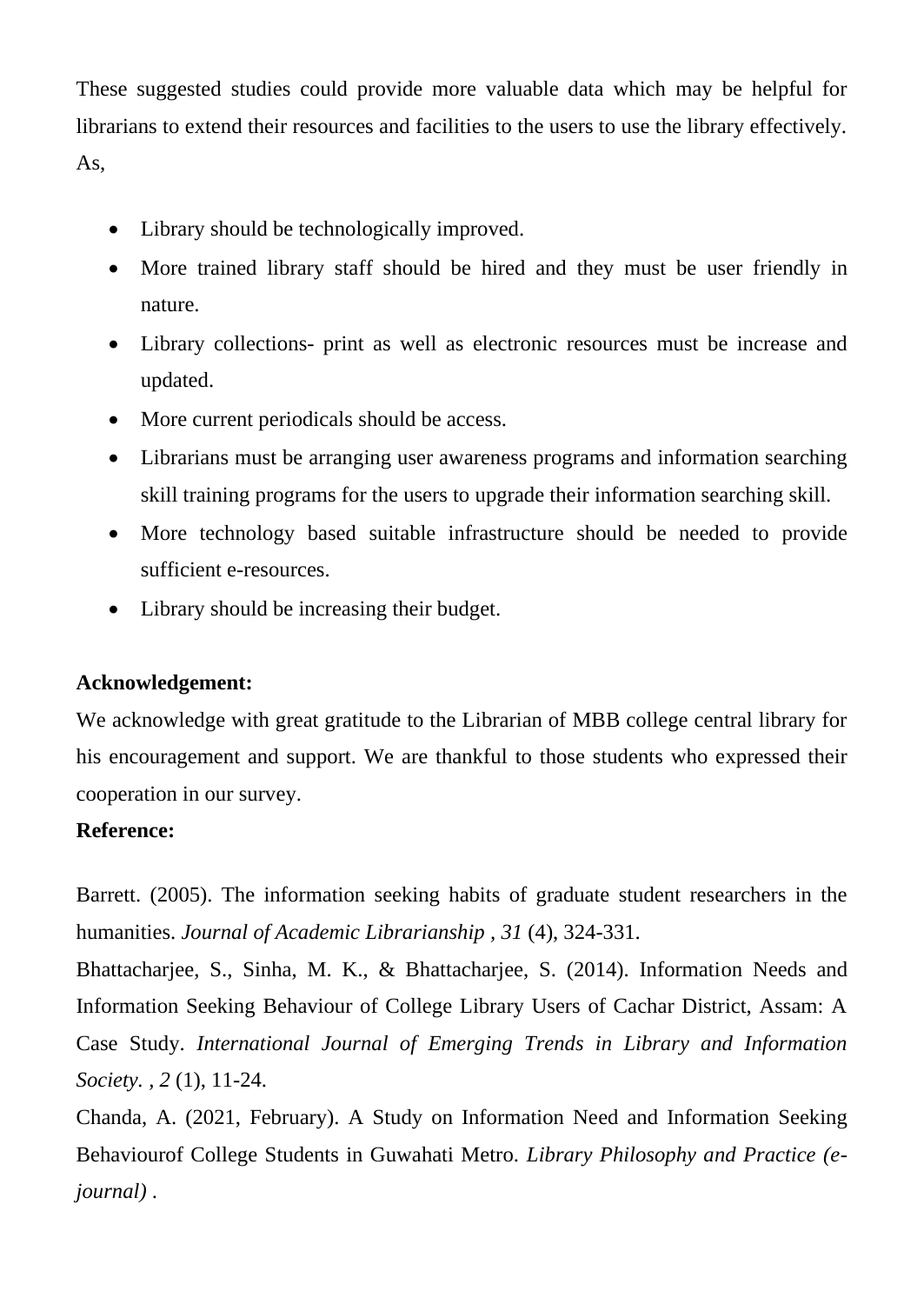These suggested studies could provide more valuable data which may be helpful for librarians to extend their resources and facilities to the users to use the library effectively. As,

- Library should be technologically improved.
- More trained library staff should be hired and they must be user friendly in nature.
- Library collections- print as well as electronic resources must be increase and updated.
- More current periodicals should be access.
- Librarians must be arranging user awareness programs and information searching skill training programs for the users to upgrade their information searching skill.
- More technology based suitable infrastructure should be needed to provide sufficient e-resources.
- Library should be increasing their budget.

**Acknowledgement:**

We acknowledge with great gratitude to the Librarian of MBB college central library for his encouragement and support. We are thankful to those students who expressed their cooperation in our survey.

**Reference:**

Barrett. (2005). The information seeking habits of graduate student researchers in the humanities. *Journal of Academic Librarianship , 31* (4), 324-331.

Bhattacharjee, S., Sinha, M. K., & Bhattacharjee, S. (2014). Information Needs and Information Seeking Behaviour of College Library Users of Cachar District, Assam: A Case Study. *International Journal of Emerging Trends in Library and Information Society. , 2* (1), 11-24.

Chanda, A. (2021, February). A Study on Information Need and Information Seeking Behaviourof College Students in Guwahati Metro. *Library Philosophy and Practice (e-journal)* .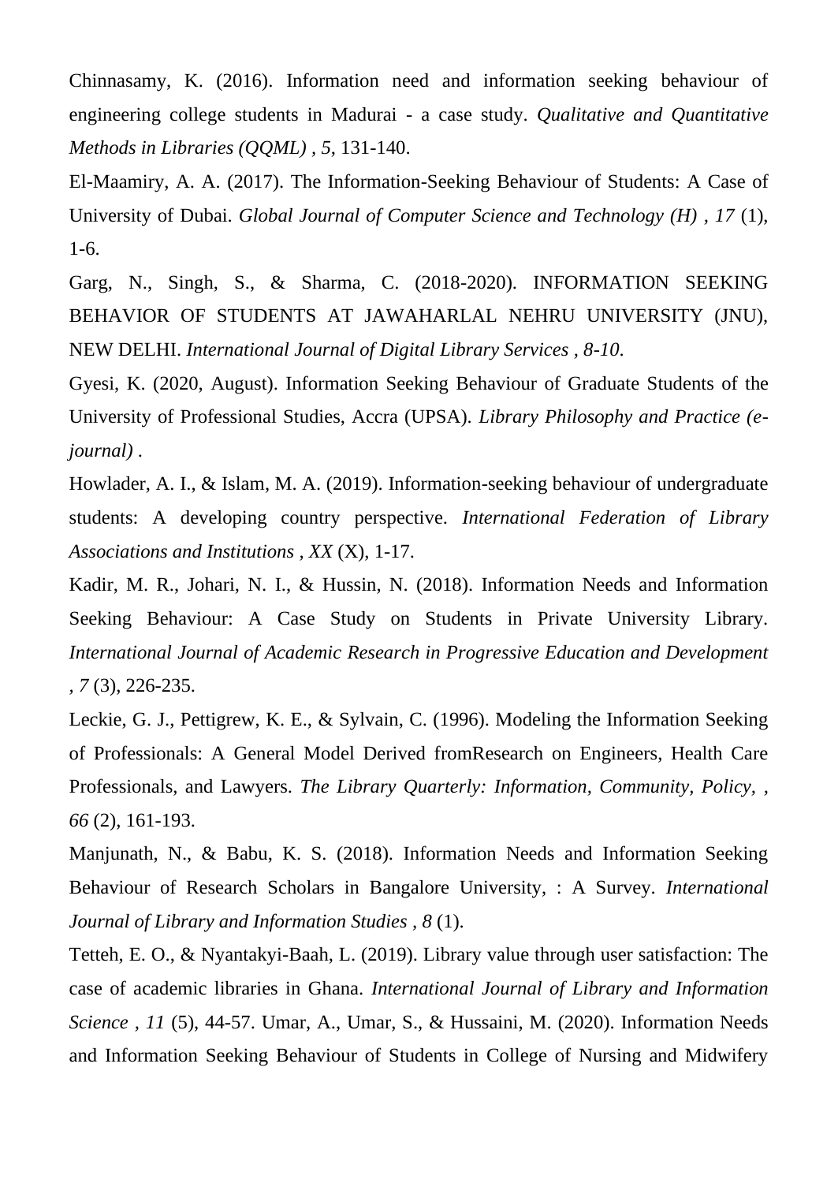Chinnasamy, K. (2016). Information need and information seeking behaviour of engineering college students in Madurai - a case study. *Qualitative and Quantitative Methods in Libraries (QQML) , 5*, 131-140.

El-Maamiry, A. A. (2017). The Information-Seeking Behaviour of Students: A Case of University of Dubai. *Global Journal of Computer Science and Technology (H) , 17* (1), 1-6.

Garg, N., Singh, S., & Sharma, C. (2018-2020). INFORMATION SEEKING BEHAVIOR OF STUDENTS AT JAWAHARLAL NEHRU UNIVERSITY (JNU), NEW DELHI. *International Journal of Digital Library Services , 8-10*.

Gyesi, K. (2020, August). Information Seeking Behaviour of Graduate Students of the University of Professional Studies, Accra (UPSA). *Library Philosophy and Practice (e-journal)* .

Howlader, A. I., & Islam, M. A. (2019). Information-seeking behaviour of undergraduate students: A developing country perspective. *International Federation of Library Associations and Institutions , XX* (X), 1-17.

Kadir, M. R., Johari, N. I., & Hussin, N. (2018). Information Needs and Information Seeking Behaviour: A Case Study on Students in Private University Library. *International Journal of Academic Research in Progressive Education and Development , 7* (3), 226-235.

Leckie, G. J., Pettigrew, K. E., & Sylvain, C. (1996). Modeling the Information Seeking of Professionals: A General Model Derived fromResearch on Engineers, Health Care Professionals, and Lawyers. *The Library Quarterly: Information, Community, Policy, , 66* (2), 161-193.

Manjunath, N., & Babu, K. S. (2018). Information Needs and Information Seeking Behaviour of Research Scholars in Bangalore University, : A Survey. *International Journal of Library and Information Studies , 8* (1).

Tetteh, E. O., & Nyantakyi-Baah, L. (2019). Library value through user satisfaction: The case of academic libraries in Ghana. *International Journal of Library and Information Science , 11* (5), 44-57. Umar, A., Umar, S., & Hussaini, M. (2020). Information Needs and Information Seeking Behaviour of Students in College of Nursing and Midwifery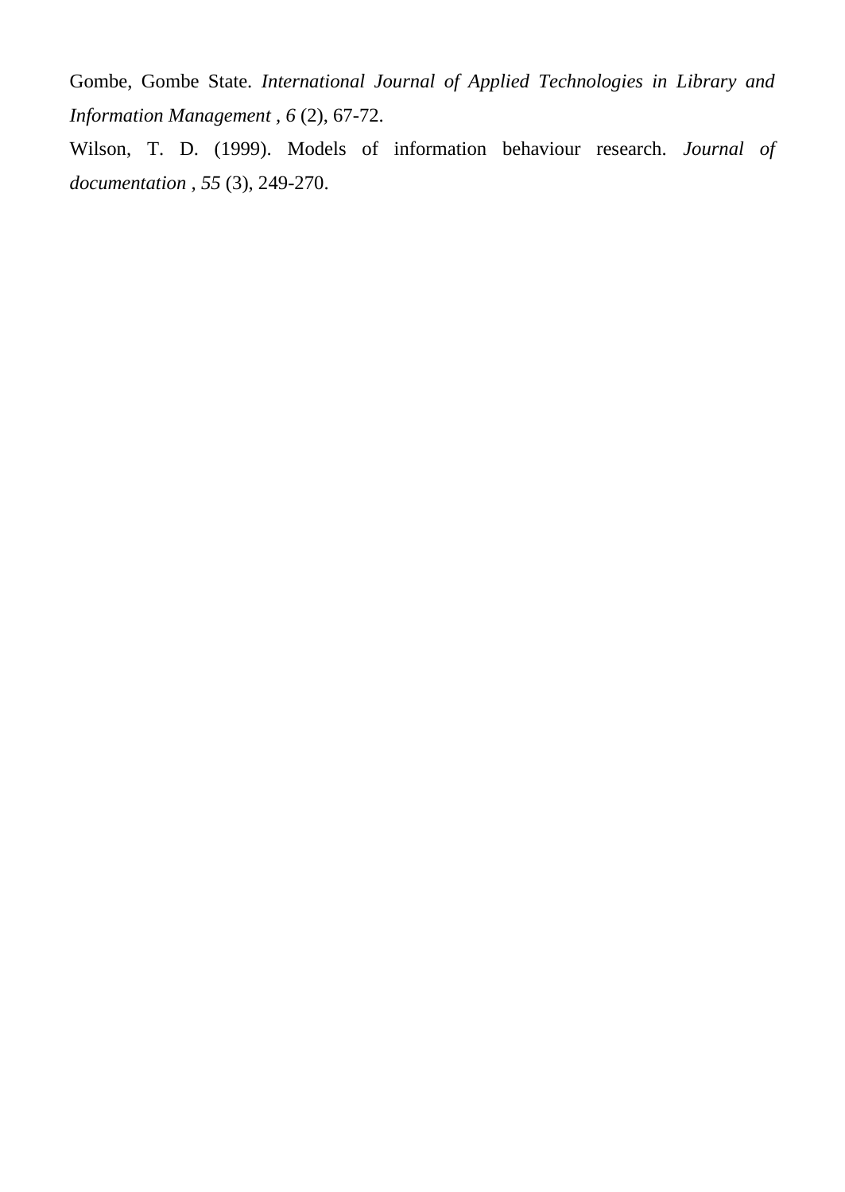Gombe, Gombe State. *International Journal of Applied Technologies in Library and Information Management* , *6* (2), 67-72.

Wilson, T. D. (1999). Models of information behaviour research. *Journal of documentation* , *55* (3), 249-270.